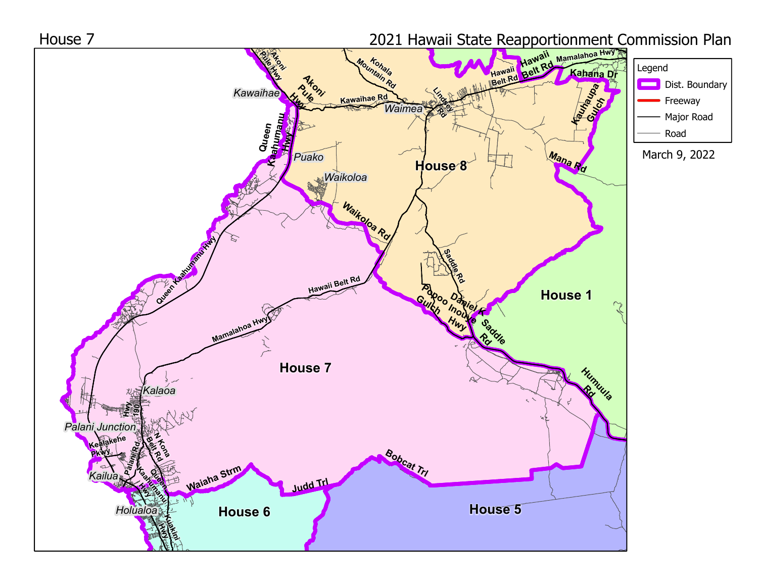House 7

# 2021 Hawaii State Reapportionment Commission Plan

March 9, 2022

**Legend**

- Dist. Boundary
- Freeway
- Major Road
- Road

House 1

House 5

House 6

House 7

House 8

Kawaihae

Waimea

Puako

Waikoloa

Kalaoa

Palani Junction

Kailua

Holualoa

Akoni Pule Hwy

Kohala Mountain Rd

Kawaihae Rd

Lindsey Rd

Hawaii Belt Rd

Mamalahoa Hwy

Kahana Dr

Kauhaupa Gulch

Mana Rd

Queen Kaahumanu Hwy

Waikoloa Rd

Saddle Rd

Popoo Gulch

Daniel K Inouye Hwy

Saddle Rd

Humuula Rd

Hwy 190

N Kona Belt Rd

Kealakehe Pkwy

Palani Rd

Kuakini Hwy

Waiaha Strm

Judd Trl

Bobcat Trl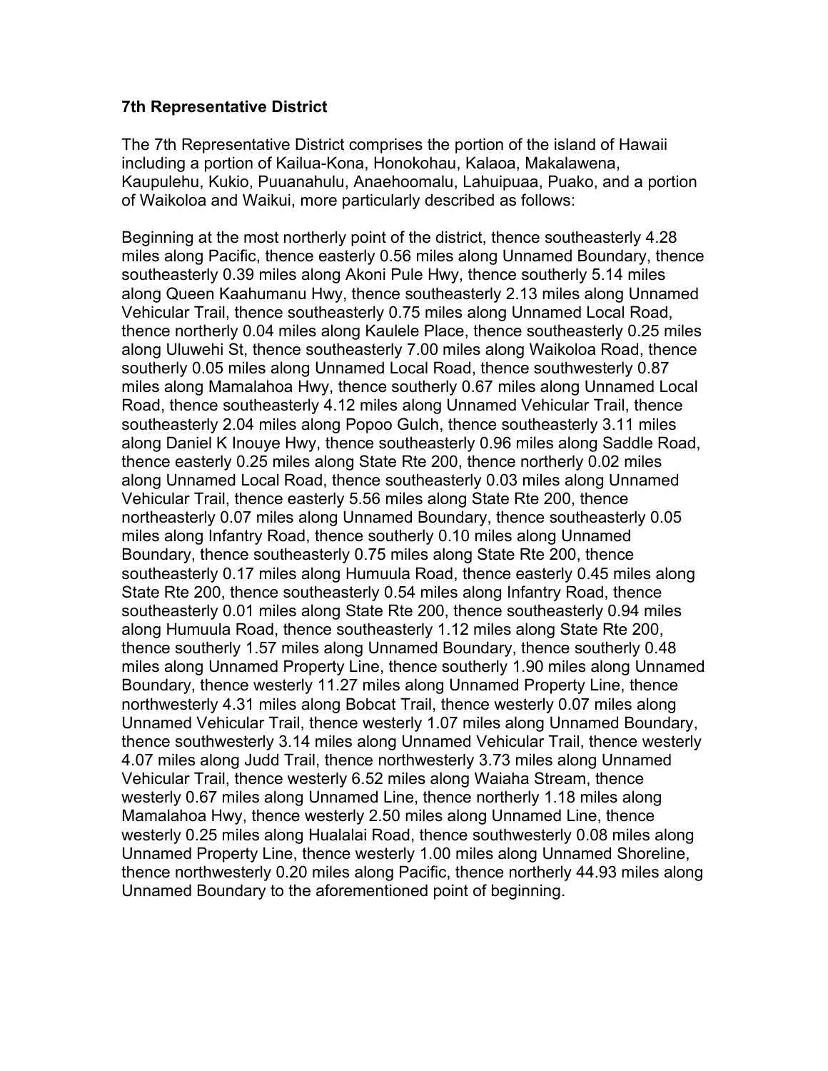**7th Representative District**

The 7th Representative District comprises the portion of the island of Hawaii including a portion of Kailua-Kona, Honokohau, Kalaoa, Makalawena, Kaupulehu, Kukio, Puuanahulu, Anaehoomalu, Lahuipuaa, Puako, and a portion of Waikoloa and Waikui, more particularly described as follows:

Beginning at the most northerly point of the district, thence southeasterly 4.28 miles along Pacific, thence easterly 0.56 miles along Unnamed Boundary, thence southeasterly 0.39 miles along Akoni Pule Hwy, thence southerly 5.14 miles along Queen Kaahumanu Hwy, thence southeasterly 2.13 miles along Unnamed Vehicular Trail, thence southeasterly 0.75 miles along Unnamed Local Road, thence northerly 0.04 miles along Kaulele Place, thence southeasterly 0.25 miles along Uluwehi St, thence southeasterly 7.00 miles along Waikoloa Road, thence southerly 0.05 miles along Unnamed Local Road, thence southwesterly 0.87 miles along Mamalahoa Hwy, thence southerly 0.67 miles along Unnamed Local Road, thence southeasterly 4.12 miles along Unnamed Vehicular Trail, thence southeasterly 2.04 miles along Popoo Gulch, thence southeasterly 3.11 miles along Daniel K Inouye Hwy, thence southeasterly 0.96 miles along Saddle Road, thence easterly 0.25 miles along State Rte 200, thence northerly 0.02 miles along Unnamed Local Road, thence southeasterly 0.03 miles along Unnamed Vehicular Trail, thence easterly 5.56 miles along State Rte 200, thence northeasterly 0.07 miles along Unnamed Boundary, thence southeasterly 0.05 miles along Infantry Road, thence southerly 0.10 miles along Unnamed Boundary, thence southeasterly 0.75 miles along State Rte 200, thence southeasterly 0.17 miles along Humuula Road, thence easterly 0.45 miles along State Rte 200, thence southeasterly 0.54 miles along Infantry Road, thence southeasterly 0.01 miles along State Rte 200, thence southeasterly 0.94 miles along Humuula Road, thence southeasterly 1.12 miles along State Rte 200, thence southerly 1.57 miles along Unnamed Boundary, thence southerly 0.48 miles along Unnamed Property Line, thence southerly 1.90 miles along Unnamed Boundary, thence westerly 11.27 miles along Unnamed Property Line, thence northwesterly 4.31 miles along Bobcat Trail, thence westerly 0.07 miles along Unnamed Vehicular Trail, thence westerly 1.07 miles along Unnamed Boundary, thence southwesterly 3.14 miles along Unnamed Vehicular Trail, thence westerly 4.07 miles along Judd Trail, thence northwesterly 3.73 miles along Unnamed Vehicular Trail, thence westerly 6.52 miles along Waiaha Stream, thence westerly 0.67 miles along Unnamed Line, thence northerly 1.18 miles along Mamalahoa Hwy, thence westerly 2.50 miles along Unnamed Line, thence westerly 0.25 miles along Hualalai Road, thence southwesterly 0.08 miles along Unnamed Property Line, thence westerly 1.00 miles along Unnamed Shoreline, thence northwesterly 0.20 miles along Pacific, thence northerly 44.93 miles along Unnamed Boundary to the aforementioned point of beginning.